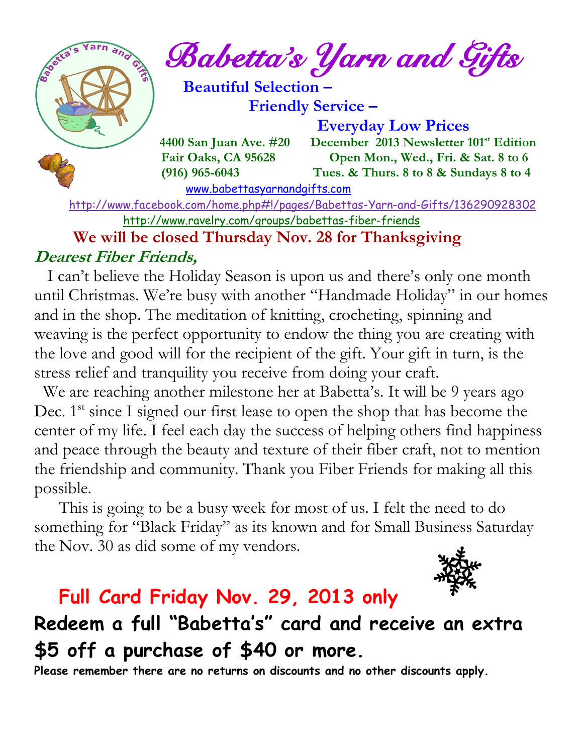# Babetta's Yarn and Gifts

**Beautiful Selection –**
**Friendly Service –**
**Everyday Low Prices**

**4400 San Juan Ave. #20**
**Fair Oaks, CA 95628**
**(916) 965-6043**

**December 2013 Newsletter 101st Edition**
**Open Mon., Wed., Fri. & Sat. 8 to 6**
**Tues. & Thurs. 8 to 8 & Sundays 8 to 4**

www.babettasyarnandgifts.com

http://www.facebook.com/home.php#!/pages/Babettas-Yarn-and-Gifts/136290928302

http://www.ravelry.com/groups/babettas-fiber-friends

**We will be closed Thursday Nov. 28 for Thanksgiving**

***Dearest Fiber Friends,***

I can't believe the Holiday Season is upon us and there's only one month until Christmas. We're busy with another "Handmade Holiday" in our homes and in the shop. The meditation of knitting, crocheting, spinning and weaving is the perfect opportunity to endow the thing you are creating with the love and good will for the recipient of the gift. Your gift in turn, is the stress relief and tranquility you receive from doing your craft.

We are reaching another milestone her at Babetta's. It will be 9 years ago Dec. 1st since I signed our first lease to open the shop that has become the center of my life. I feel each day the success of helping others find happiness and peace through the beauty and texture of their fiber craft, not to mention the friendship and community. Thank you Fiber Friends for making all this possible.

This is going to be a busy week for most of us. I felt the need to do something for "Black Friday" as its known and for Small Business Saturday the Nov. 30 as did some of my vendors.

## Full Card Friday Nov. 29, 2013 only

**Redeem a full "Babetta's" card and receive an extra $5 off a purchase of $40 or more.**

**Please remember there are no returns on discounts and no other discounts apply.**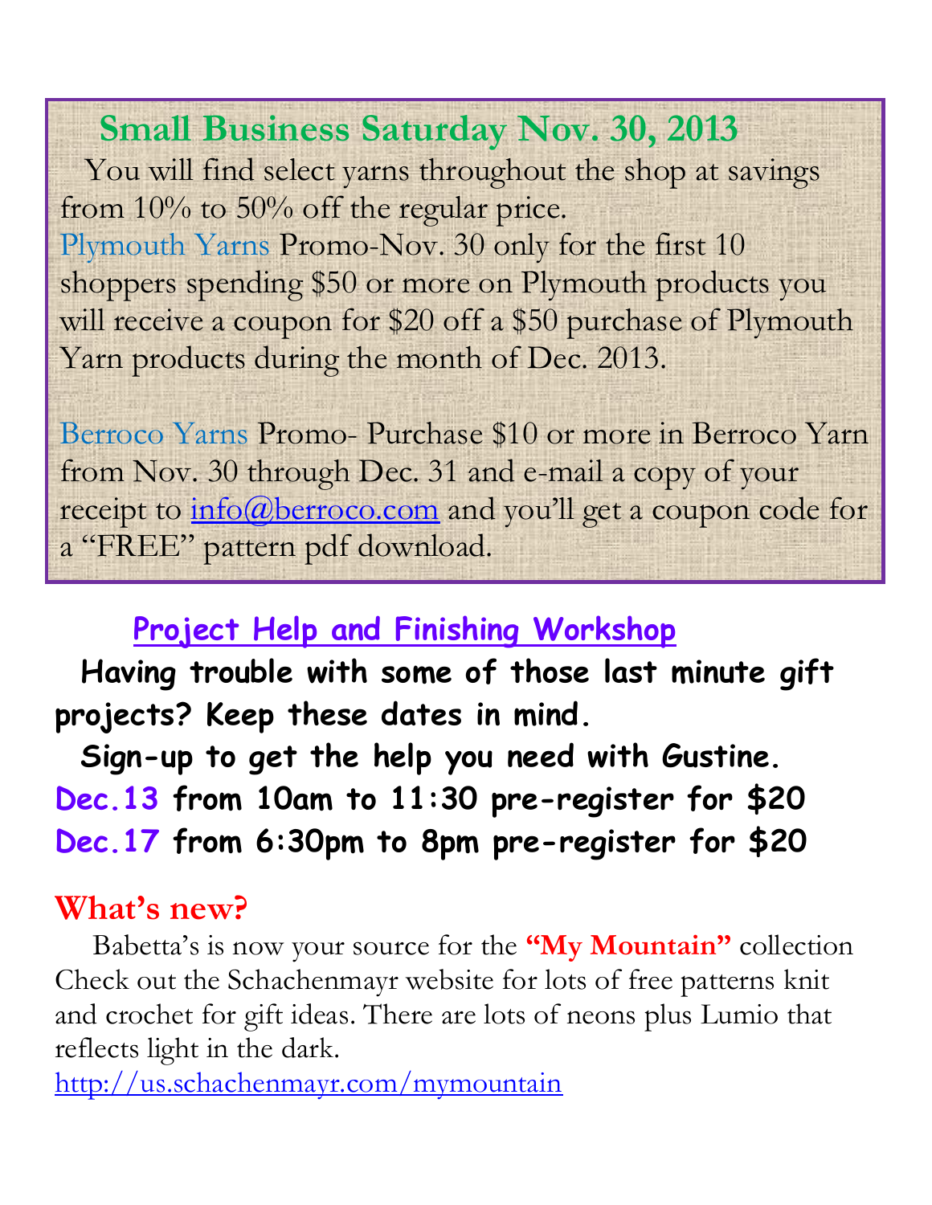## Small Business Saturday Nov. 30, 2013

You will find select yarns throughout the shop at savings from 10% to 50% off the regular price.

Plymouth Yarns Promo-Nov. 30 only for the first 10 shoppers spending $50 or more on Plymouth products you will receive a coupon for $20 off a $50 purchase of Plymouth Yarn products during the month of Dec. 2013.

Berroco Yarns Promo- Purchase $10 or more in Berroco Yarn from Nov. 30 through Dec. 31 and e-mail a copy of your receipt to [info@berroco.com](mailto:info@berroco.com) and you'll get a coupon code for a "FREE" pattern pdf download.

## Project Help and Finishing Workshop

**Having trouble with some of those last minute gift projects? Keep these dates in mind.**

**Sign-up to get the help you need with Gustine.**

**Dec.13 from 10am to 11:30 pre-register for $20**

**Dec.17 from 6:30pm to 8pm pre-register for $20**

## What's new?

Babetta's is now your source for the **"My Mountain"** collection Check out the Schachenmayr website for lots of free patterns knit and crochet for gift ideas. There are lots of neons plus Lumio that reflects light in the dark.

http://us.schachenmayr.com/mymountain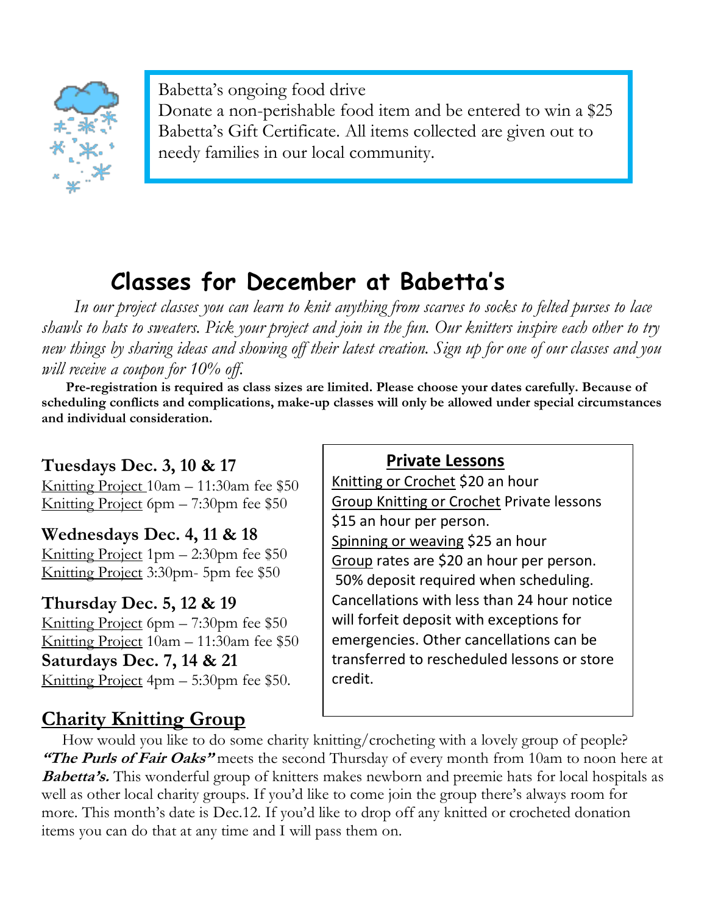Babetta's ongoing food drive
Donate a non-perishable food item and be entered to win a $25 Babetta's Gift Certificate. All items collected are given out to needy families in our local community.

# Classes for December at Babetta's

*In our project classes you can learn to knit anything from scarves to socks to felted purses to lace shawls to hats to sweaters. Pick your project and join in the fun. Our knitters inspire each other to try new things by sharing ideas and showing off their latest creation. Sign up for one of our classes and you will receive a coupon for 10% off.*

**Pre-registration is required as class sizes are limited. Please choose your dates carefully. Because of scheduling conflicts and complications, make-up classes will only be allowed under special circumstances and individual consideration.**

**Tuesdays Dec. 3, 10 & 17**
Knitting Project 10am – 11:30am fee $50
Knitting Project 6pm – 7:30pm fee $50

**Wednesdays Dec. 4, 11 & 18**
Knitting Project 1pm – 2:30pm fee $50
Knitting Project 3:30pm- 5pm fee $50

**Thursday Dec. 5, 12 & 19**
Knitting Project 6pm – 7:30pm fee $50
Knitting Project 10am – 11:30am fee $50

**Saturdays Dec. 7, 14 & 21**
Knitting Project 4pm – 5:30pm fee $50.

## Private Lessons

Knitting or Crochet $20 an hour
Group Knitting or Crochet Private lessons $15 an hour per person.
Spinning or weaving $25 an hour
Group rates are $20 an hour per person.
50% deposit required when scheduling. Cancellations with less than 24 hour notice will forfeit deposit with exceptions for emergencies. Other cancellations can be transferred to rescheduled lessons or store credit.

## Charity Knitting Group

How would you like to do some charity knitting/crocheting with a lovely group of people? ***"The Purls of Fair Oaks"*** meets the second Thursday of every month from 10am to noon here at ***Babetta's.*** This wonderful group of knitters makes newborn and preemie hats for local hospitals as well as other local charity groups. If you'd like to come join the group there's always room for more. This month's date is Dec.12. If you'd like to drop off any knitted or crocheted donation items you can do that at any time and I will pass them on.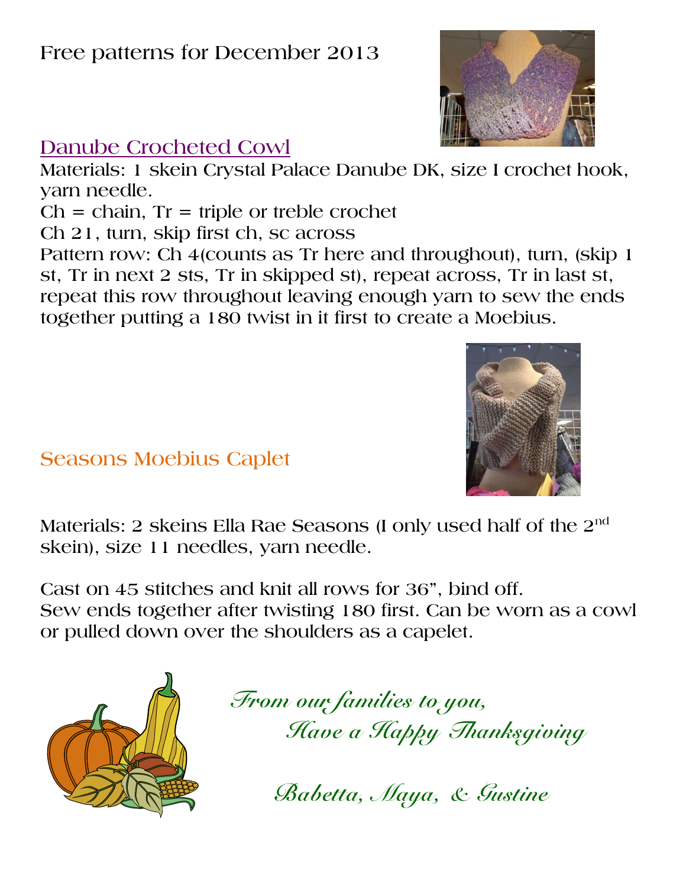Free patterns for December 2013

## Danube Crocheted Cowl

Materials: 1 skein Crystal Palace Danube DK, size I crochet hook, yarn needle.

Ch = chain, Tr = triple or treble crochet

Ch 21, turn, skip first ch, sc across

Pattern row: Ch 4(counts as Tr here and throughout), turn, (skip 1 st, Tr in next 2 sts, Tr in skipped st), repeat across, Tr in last st, repeat this row throughout leaving enough yarn to sew the ends together putting a 180 twist in it first to create a Moebius.

## Seasons Moebius Caplet

Materials: 2 skeins Ella Rae Seasons (I only used half of the 2nd skein), size 11 needles, yarn needle.

Cast on 45 stitches and knit all rows for 36", bind off.

Sew ends together after twisting 180 first. Can be worn as a cowl or pulled down over the shoulders as a capelet.

*From our families to you,*
*Have a Happy Thanksgiving*

*Babetta, Maya, & Gustine*